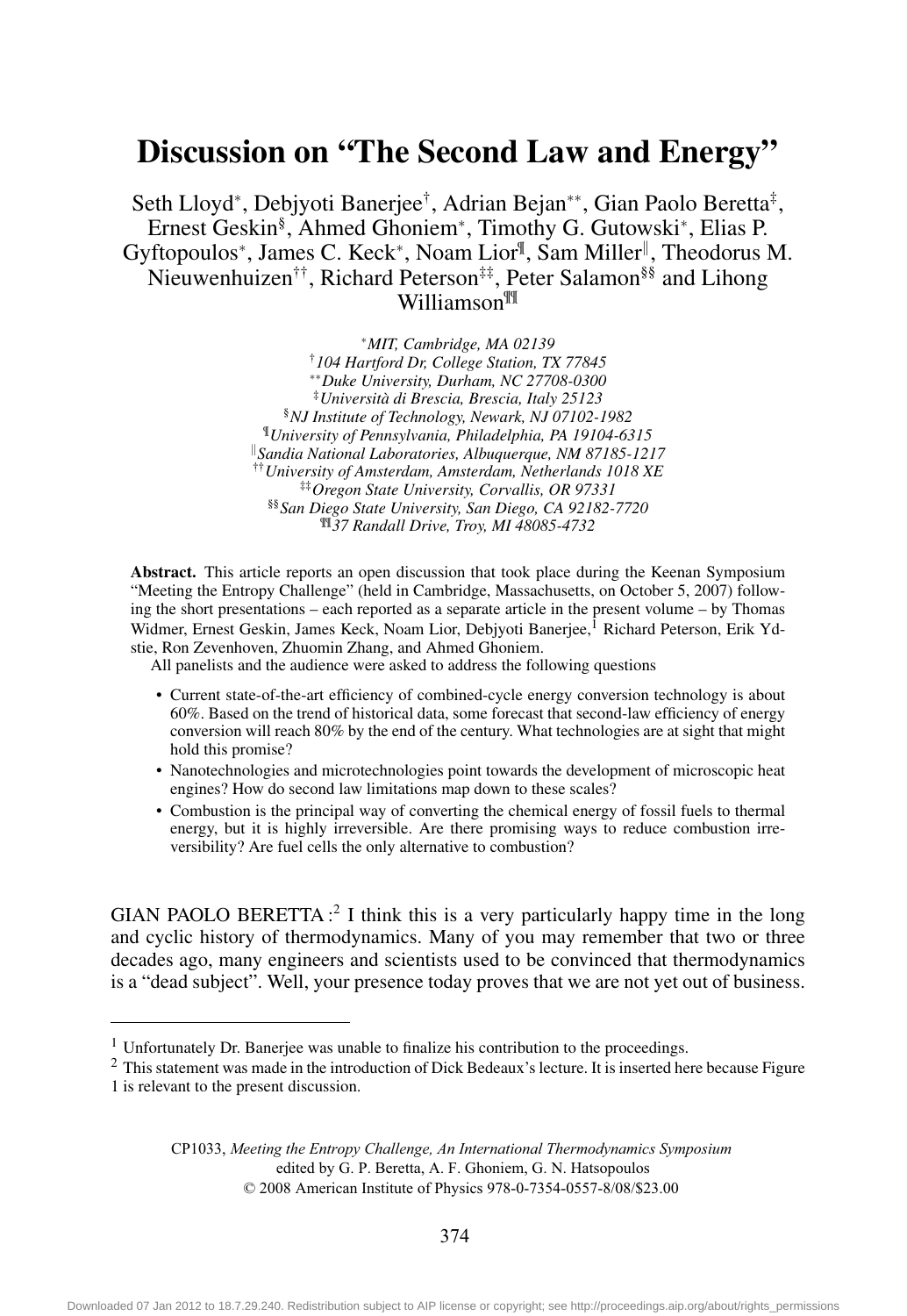# Discussion on "The Second Law and Energy"

Seth Lloyd[*], Debjyoti Banerjee[†], Adrian Bejan[**], Gian Paolo Beretta[‡], Ernest Geskin[§], Ahmed Ghoniem[*], Timothy G. Gutowski[*], Elias P. Gyftopoulos[*], James C. Keck[*], Noam Lior[¶], Sam Miller[‖], Theodorus M. Nieuwenhuizen[††], Richard Peterson[‡‡], Peter Salamon[§§] and Lihong Williamson[¶¶]

[*] *MIT, Cambridge, MA 02139*
[†] *104 Hartford Dr, College Station, TX 77845*
[**] *Duke University, Durham, NC 27708-0300*
[‡] *Università di Brescia, Brescia, Italy 25123*
[§] *NJ Institute of Technology, Newark, NJ 07102-1982*
[¶] *University of Pennsylvania, Philadelphia, PA 19104-6315*
[‖] *Sandia National Laboratories, Albuquerque, NM 87185-1217*
[††] *University of Amsterdam, Amsterdam, Netherlands 1018 XE*
[‡‡] *Oregon State University, Corvallis, OR 97331*
[§§] *San Diego State University, San Diego, CA 92182-7720*
[¶¶] *37 Randall Drive, Troy, MI 48085-4732*

**Abstract.** This article reports an open discussion that took place during the Keenan Symposium "Meeting the Entropy Challenge" (held in Cambridge, Massachusetts, on October 5, 2007) following the short presentations – each reported as a separate article in the present volume – by Thomas Widmer, Ernest Geskin, James Keck, Noam Lior, Debjyoti Banerjee,[1] Richard Peterson, Erik Ydstie, Ron Zevenhoven, Zhuomin Zhang, and Ahmed Ghoniem.

All panelists and the audience were asked to address the following questions

- Current state-of-the-art efficiency of combined-cycle energy conversion technology is about 60%. Based on the trend of historical data, some forecast that second-law efficiency of energy conversion will reach 80% by the end of the century. What technologies are at sight that might hold this promise?
- Nanotechnologies and microtechnologies point towards the development of microscopic heat engines? How do second law limitations map down to these scales?
- Combustion is the principal way of converting the chemical energy of fossil fuels to thermal energy, but it is highly irreversible. Are there promising ways to reduce combustion irreversibility? Are fuel cells the only alternative to combustion?

GIAN PAOLO BERETTA :[2] I think this is a very particularly happy time in the long and cyclic history of thermodynamics. Many of you may remember that two or three decades ago, many engineers and scientists used to be convinced that thermodynamics is a "dead subject". Well, your presence today proves that we are not yet out of business.

---

[1] Unfortunately Dr. Banerjee was unable to finalize his contribution to the proceedings.

[2] This statement was made in the introduction of Dick Bedeaux's lecture. It is inserted here because Figure 1 is relevant to the present discussion.

CP1033, *Meeting the Entropy Challenge, An International Thermodynamics Symposium*
edited by G. P. Beretta, A. F. Ghoniem, G. N. Hatsopoulos
© 2008 American Institute of Physics 978-0-7354-0557-8/08/$23.00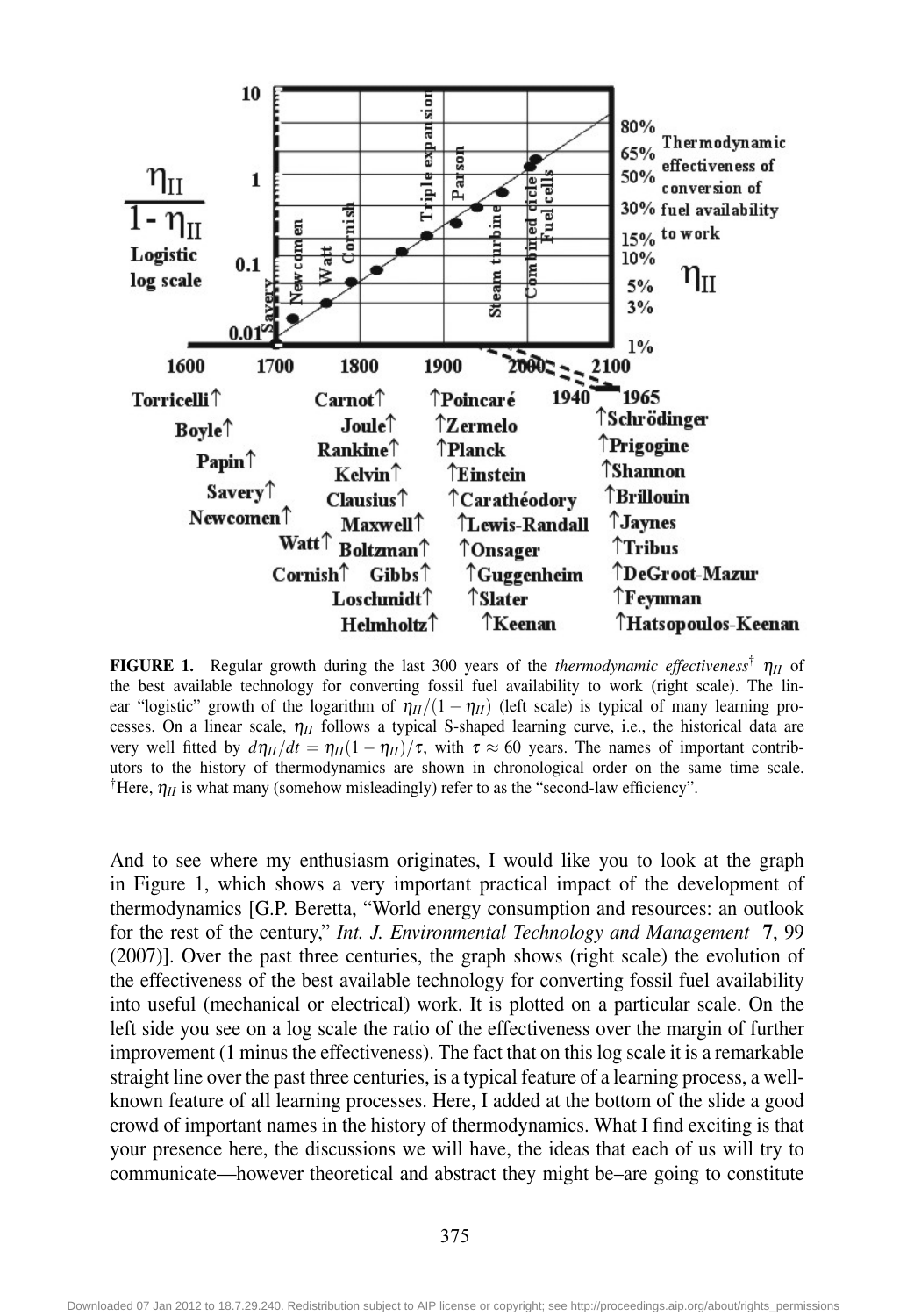**FIGURE 1.** Regular growth during the last 300 years of the *thermodynamic effectiveness*† $\eta_{II}$ of the best available technology for converting fossil fuel availability to work (right scale). The linear "logistic" growth of the logarithm of $\eta_{II}/(1-\eta_{II})$ (left scale) is typical of many learning processes. On a linear scale, $\eta_{II}$ follows a typical S-shaped learning curve, i.e., the historical data are very well fitted by $d\eta_{II}/dt = \eta_{II}(1-\eta_{II})/\tau$, with $\tau \approx 60$ years. The names of important contributors to the history of thermodynamics are shown in chronological order on the same time scale. †Here, $\eta_{II}$ is what many (somehow misleadingly) refer to as the "second-law efficiency".

And to see where my enthusiasm originates, I would like you to look at the graph in Figure 1, which shows a very important practical impact of the development of thermodynamics [G.P. Beretta, "World energy consumption and resources: an outlook for the rest of the century," *Int. J. Environmental Technology and Management* **7**, 99 (2007)]. Over the past three centuries, the graph shows (right scale) the evolution of the effectiveness of the best available technology for converting fossil fuel availability into useful (mechanical or electrical) work. It is plotted on a particular scale. On the left side you see on a log scale the ratio of the effectiveness over the margin of further improvement (1 minus the effectiveness). The fact that on this log scale it is a remarkable straight line over the past three centuries, is a typical feature of a learning process, a well-known feature of all learning processes. Here, I added at the bottom of the slide a good crowd of important names in the history of thermodynamics. What I find exciting is that your presence here, the discussions we will have, the ideas that each of us will try to communicate—however theoretical and abstract they might be–are going to constitute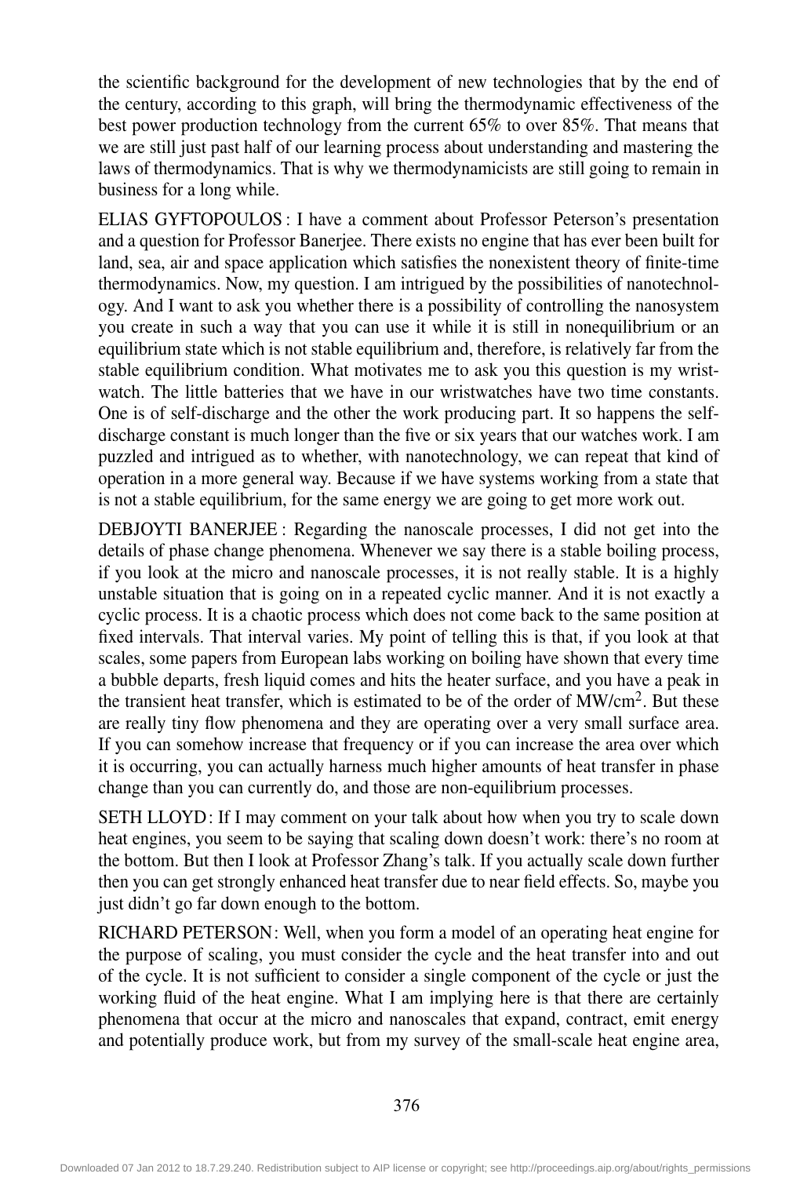the scientific background for the development of new technologies that by the end of the century, according to this graph, will bring the thermodynamic effectiveness of the best power production technology from the current 65% to over 85%. That means that we are still just past half of our learning process about understanding and mastering the laws of thermodynamics. That is why we thermodynamicists are still going to remain in business for a long while.

ELIAS GYFTOPOULOS : I have a comment about Professor Peterson's presentation and a question for Professor Banerjee. There exists no engine that has ever been built for land, sea, air and space application which satisfies the nonexistent theory of finite-time thermodynamics. Now, my question. I am intrigued by the possibilities of nanotechnology. And I want to ask you whether there is a possibility of controlling the nanosystem you create in such a way that you can use it while it is still in nonequilibrium or an equilibrium state which is not stable equilibrium and, therefore, is relatively far from the stable equilibrium condition. What motivates me to ask you this question is my wristwatch. The little batteries that we have in our wristwatches have two time constants. One is of self-discharge and the other the work producing part. It so happens the self-discharge constant is much longer than the five or six years that our watches work. I am puzzled and intrigued as to whether, with nanotechnology, we can repeat that kind of operation in a more general way. Because if we have systems working from a state that is not a stable equilibrium, for the same energy we are going to get more work out.

DEBJOYTI BANERJEE : Regarding the nanoscale processes, I did not get into the details of phase change phenomena. Whenever we say there is a stable boiling process, if you look at the micro and nanoscale processes, it is not really stable. It is a highly unstable situation that is going on in a repeated cyclic manner. And it is not exactly a cyclic process. It is a chaotic process which does not come back to the same position at fixed intervals. That interval varies. My point of telling this is that, if you look at that scales, some papers from European labs working on boiling have shown that every time a bubble departs, fresh liquid comes and hits the heater surface, and you have a peak in the transient heat transfer, which is estimated to be of the order of $MW/cm^2$. But these are really tiny flow phenomena and they are operating over a very small surface area. If you can somehow increase that frequency or if you can increase the area over which it is occurring, you can actually harness much higher amounts of heat transfer in phase change than you can currently do, and those are non-equilibrium processes.

SETH LLOYD: If I may comment on your talk about how when you try to scale down heat engines, you seem to be saying that scaling down doesn't work: there's no room at the bottom. But then I look at Professor Zhang's talk. If you actually scale down further then you can get strongly enhanced heat transfer due to near field effects. So, maybe you just didn't go far down enough to the bottom.

RICHARD PETERSON: Well, when you form a model of an operating heat engine for the purpose of scaling, you must consider the cycle and the heat transfer into and out of the cycle. It is not sufficient to consider a single component of the cycle or just the working fluid of the heat engine. What I am implying here is that there are certainly phenomena that occur at the micro and nanoscales that expand, contract, emit energy and potentially produce work, but from my survey of the small-scale heat engine area,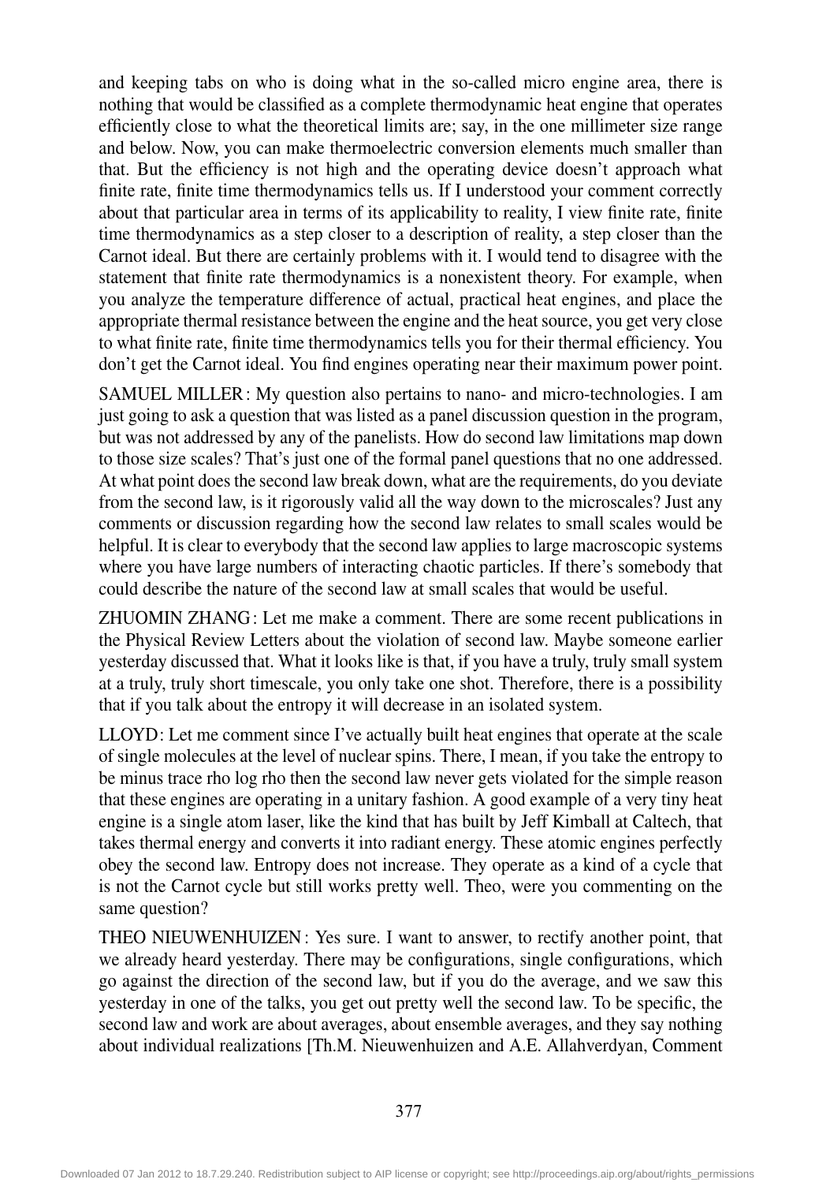and keeping tabs on who is doing what in the so-called micro engine area, there is nothing that would be classified as a complete thermodynamic heat engine that operates efficiently close to what the theoretical limits are; say, in the one millimeter size range and below. Now, you can make thermoelectric conversion elements much smaller than that. But the efficiency is not high and the operating device doesn't approach what finite rate, finite time thermodynamics tells us. If I understood your comment correctly about that particular area in terms of its applicability to reality, I view finite rate, finite time thermodynamics as a step closer to a description of reality, a step closer than the Carnot ideal. But there are certainly problems with it. I would tend to disagree with the statement that finite rate thermodynamics is a nonexistent theory. For example, when you analyze the temperature difference of actual, practical heat engines, and place the appropriate thermal resistance between the engine and the heat source, you get very close to what finite rate, finite time thermodynamics tells you for their thermal efficiency. You don't get the Carnot ideal. You find engines operating near their maximum power point.

SAMUEL MILLER: My question also pertains to nano- and micro-technologies. I am just going to ask a question that was listed as a panel discussion question in the program, but was not addressed by any of the panelists. How do second law limitations map down to those size scales? That's just one of the formal panel questions that no one addressed. At what point does the second law break down, what are the requirements, do you deviate from the second law, is it rigorously valid all the way down to the microscales? Just any comments or discussion regarding how the second law relates to small scales would be helpful. It is clear to everybody that the second law applies to large macroscopic systems where you have large numbers of interacting chaotic particles. If there's somebody that could describe the nature of the second law at small scales that would be useful.

ZHUOMIN ZHANG: Let me make a comment. There are some recent publications in the Physical Review Letters about the violation of second law. Maybe someone earlier yesterday discussed that. What it looks like is that, if you have a truly, truly small system at a truly, truly short timescale, you only take one shot. Therefore, there is a possibility that if you talk about the entropy it will decrease in an isolated system.

LLOYD: Let me comment since I've actually built heat engines that operate at the scale of single molecules at the level of nuclear spins. There, I mean, if you take the entropy to be minus trace rho log rho then the second law never gets violated for the simple reason that these engines are operating in a unitary fashion. A good example of a very tiny heat engine is a single atom laser, like the kind that has built by Jeff Kimball at Caltech, that takes thermal energy and converts it into radiant energy. These atomic engines perfectly obey the second law. Entropy does not increase. They operate as a kind of a cycle that is not the Carnot cycle but still works pretty well. Theo, were you commenting on the same question?

THEO NIEUWENHUIZEN: Yes sure. I want to answer, to rectify another point, that we already heard yesterday. There may be configurations, single configurations, which go against the direction of the second law, but if you do the average, and we saw this yesterday in one of the talks, you get out pretty well the second law. To be specific, the second law and work are about averages, about ensemble averages, and they say nothing about individual realizations [Th.M. Nieuwenhuizen and A.E. Allahverdyan, Comment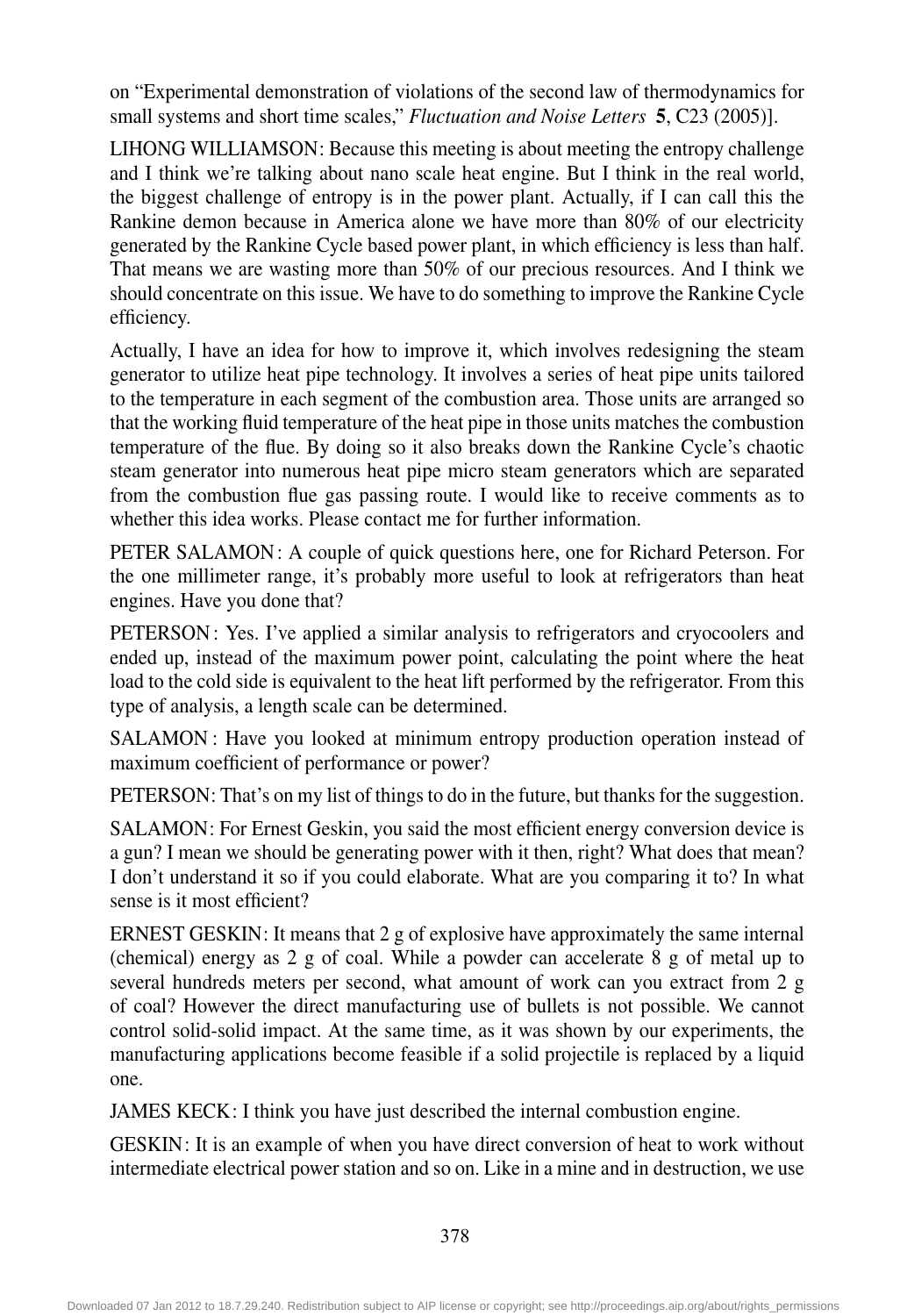on "Experimental demonstration of violations of the second law of thermodynamics for small systems and short time scales," *Fluctuation and Noise Letters* **5**, C23 (2005)].

LIHONG WILLIAMSON: Because this meeting is about meeting the entropy challenge and I think we're talking about nano scale heat engine. But I think in the real world, the biggest challenge of entropy is in the power plant. Actually, if I can call this the Rankine demon because in America alone we have more than 80% of our electricity generated by the Rankine Cycle based power plant, in which efficiency is less than half. That means we are wasting more than 50% of our precious resources. And I think we should concentrate on this issue. We have to do something to improve the Rankine Cycle efficiency.

Actually, I have an idea for how to improve it, which involves redesigning the steam generator to utilize heat pipe technology. It involves a series of heat pipe units tailored to the temperature in each segment of the combustion area. Those units are arranged so that the working fluid temperature of the heat pipe in those units matches the combustion temperature of the flue. By doing so it also breaks down the Rankine Cycle's chaotic steam generator into numerous heat pipe micro steam generators which are separated from the combustion flue gas passing route. I would like to receive comments as to whether this idea works. Please contact me for further information.

PETER SALAMON: A couple of quick questions here, one for Richard Peterson. For the one millimeter range, it's probably more useful to look at refrigerators than heat engines. Have you done that?

PETERSON: Yes. I've applied a similar analysis to refrigerators and cryocoolers and ended up, instead of the maximum power point, calculating the point where the heat load to the cold side is equivalent to the heat lift performed by the refrigerator. From this type of analysis, a length scale can be determined.

SALAMON: Have you looked at minimum entropy production operation instead of maximum coefficient of performance or power?

PETERSON: That's on my list of things to do in the future, but thanks for the suggestion.

SALAMON: For Ernest Geskin, you said the most efficient energy conversion device is a gun? I mean we should be generating power with it then, right? What does that mean? I don't understand it so if you could elaborate. What are you comparing it to? In what sense is it most efficient?

ERNEST GESKIN: It means that 2 g of explosive have approximately the same internal (chemical) energy as 2 g of coal. While a powder can accelerate 8 g of metal up to several hundreds meters per second, what amount of work can you extract from 2 g of coal? However the direct manufacturing use of bullets is not possible. We cannot control solid-solid impact. At the same time, as it was shown by our experiments, the manufacturing applications become feasible if a solid projectile is replaced by a liquid one.

JAMES KECK: I think you have just described the internal combustion engine.

GESKIN: It is an example of when you have direct conversion of heat to work without intermediate electrical power station and so on. Like in a mine and in destruction, we use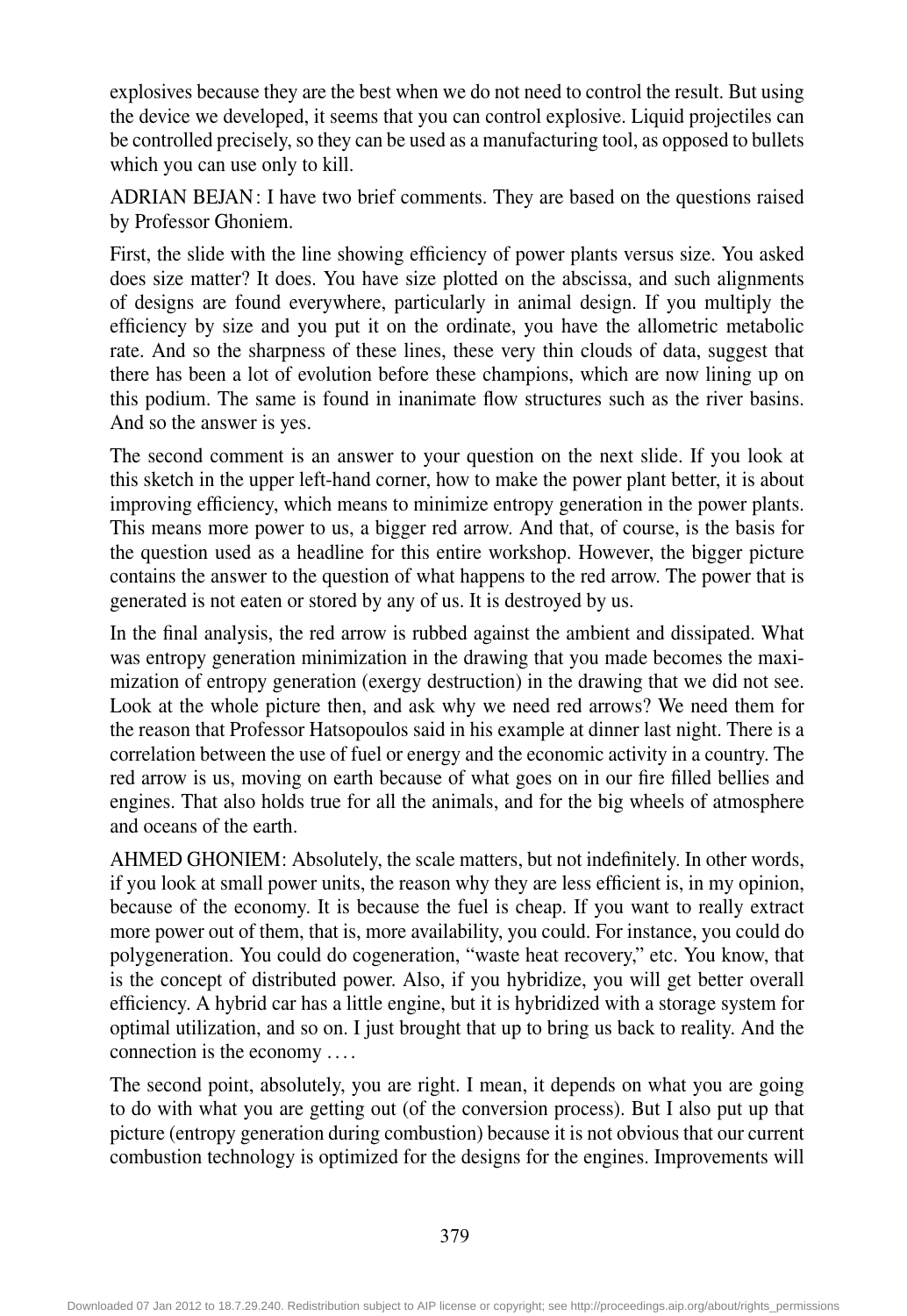explosives because they are the best when we do not need to control the result. But using the device we developed, it seems that you can control explosive. Liquid projectiles can be controlled precisely, so they can be used as a manufacturing tool, as opposed to bullets which you can use only to kill.

ADRIAN BEJAN: I have two brief comments. They are based on the questions raised by Professor Ghoniem.

First, the slide with the line showing efficiency of power plants versus size. You asked does size matter? It does. You have size plotted on the abscissa, and such alignments of designs are found everywhere, particularly in animal design. If you multiply the efficiency by size and you put it on the ordinate, you have the allometric metabolic rate. And so the sharpness of these lines, these very thin clouds of data, suggest that there has been a lot of evolution before these champions, which are now lining up on this podium. The same is found in inanimate flow structures such as the river basins. And so the answer is yes.

The second comment is an answer to your question on the next slide. If you look at this sketch in the upper left-hand corner, how to make the power plant better, it is about improving efficiency, which means to minimize entropy generation in the power plants. This means more power to us, a bigger red arrow. And that, of course, is the basis for the question used as a headline for this entire workshop. However, the bigger picture contains the answer to the question of what happens to the red arrow. The power that is generated is not eaten or stored by any of us. It is destroyed by us.

In the final analysis, the red arrow is rubbed against the ambient and dissipated. What was entropy generation minimization in the drawing that you made becomes the maximization of entropy generation (exergy destruction) in the drawing that we did not see. Look at the whole picture then, and ask why we need red arrows? We need them for the reason that Professor Hatsopoulos said in his example at dinner last night. There is a correlation between the use of fuel or energy and the economic activity in a country. The red arrow is us, moving on earth because of what goes on in our fire filled bellies and engines. That also holds true for all the animals, and for the big wheels of atmosphere and oceans of the earth.

AHMED GHONIEM: Absolutely, the scale matters, but not indefinitely. In other words, if you look at small power units, the reason why they are less efficient is, in my opinion, because of the economy. It is because the fuel is cheap. If you want to really extract more power out of them, that is, more availability, you could. For instance, you could do polygeneration. You could do cogeneration, "waste heat recovery," etc. You know, that is the concept of distributed power. Also, if you hybridize, you will get better overall efficiency. A hybrid car has a little engine, but it is hybridized with a storage system for optimal utilization, and so on. I just brought that up to bring us back to reality. And the connection is the economy ....

The second point, absolutely, you are right. I mean, it depends on what you are going to do with what you are getting out (of the conversion process). But I also put up that picture (entropy generation during combustion) because it is not obvious that our current combustion technology is optimized for the designs for the engines. Improvements will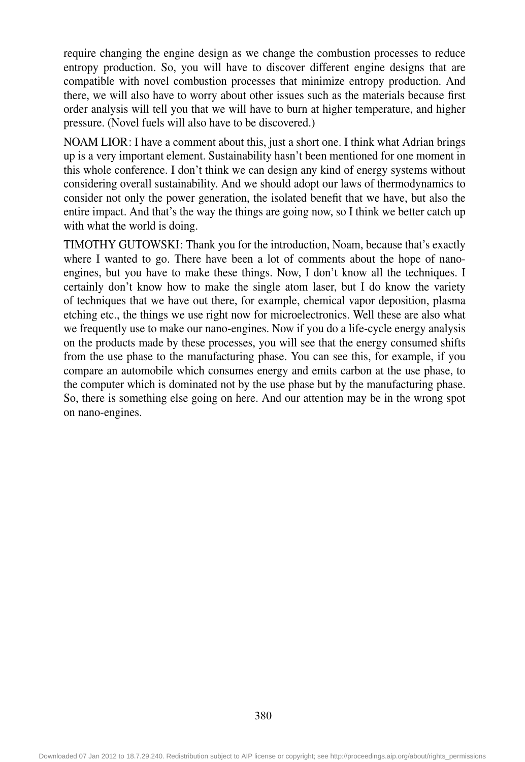require changing the engine design as we change the combustion processes to reduce entropy production. So, you will have to discover different engine designs that are compatible with novel combustion processes that minimize entropy production. And there, we will also have to worry about other issues such as the materials because first order analysis will tell you that we will have to burn at higher temperature, and higher pressure. (Novel fuels will also have to be discovered.)

NOAM LIOR: I have a comment about this, just a short one. I think what Adrian brings up is a very important element. Sustainability hasn't been mentioned for one moment in this whole conference. I don't think we can design any kind of energy systems without considering overall sustainability. And we should adopt our laws of thermodynamics to consider not only the power generation, the isolated benefit that we have, but also the entire impact. And that's the way the things are going now, so I think we better catch up with what the world is doing.

TIMOTHY GUTOWSKI: Thank you for the introduction, Noam, because that's exactly where I wanted to go. There have been a lot of comments about the hope of nano-engines, but you have to make these things. Now, I don't know all the techniques. I certainly don't know how to make the single atom laser, but I do know the variety of techniques that we have out there, for example, chemical vapor deposition, plasma etching etc., the things we use right now for microelectronics. Well these are also what we frequently use to make our nano-engines. Now if you do a life-cycle energy analysis on the products made by these processes, you will see that the energy consumed shifts from the use phase to the manufacturing phase. You can see this, for example, if you compare an automobile which consumes energy and emits carbon at the use phase, to the computer which is dominated not by the use phase but by the manufacturing phase. So, there is something else going on here. And our attention may be in the wrong spot on nano-engines.